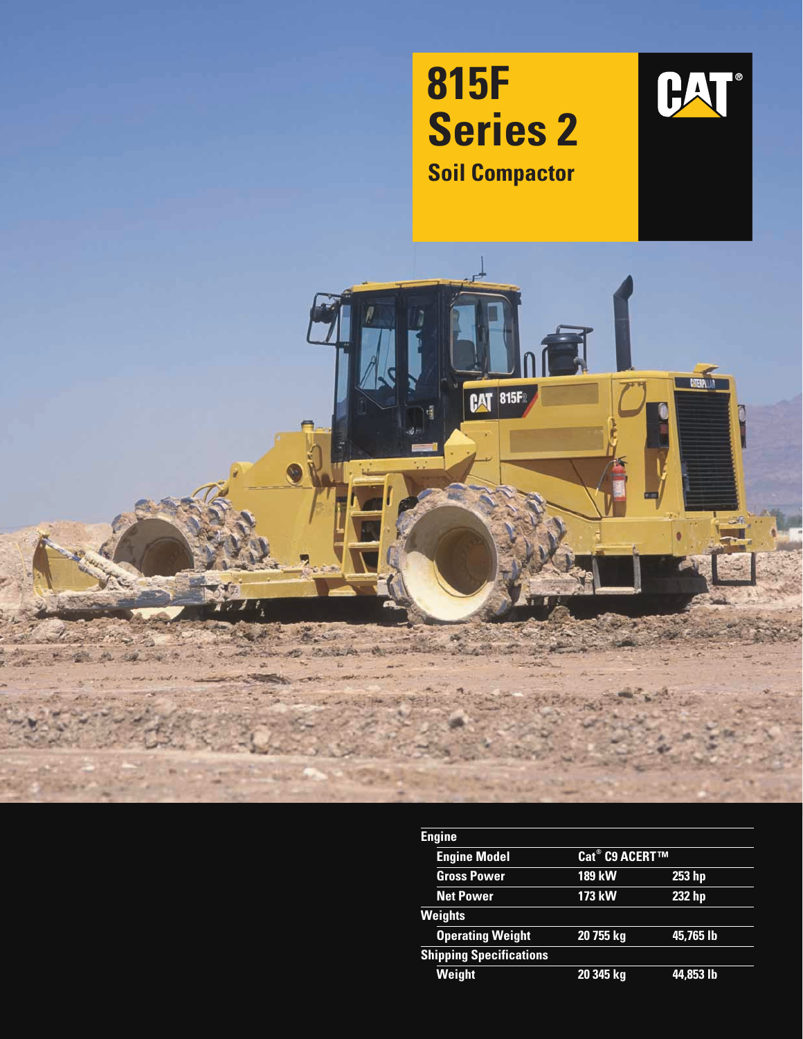# 815F Series 2

## Soil Compactor

| Engine | | |
|---|---|---|
| Engine Model | Cat® C9 ACERT™ | |
| Gross Power | 189 kW | 253 hp |
| Net Power | 173 kW | 232 hp |
| **Weights** | | |
| Operating Weight | 20 755 kg | 45,765 lb |
| **Shipping Specifications** | | |
| Weight | 20 345 kg | 44,853 lb |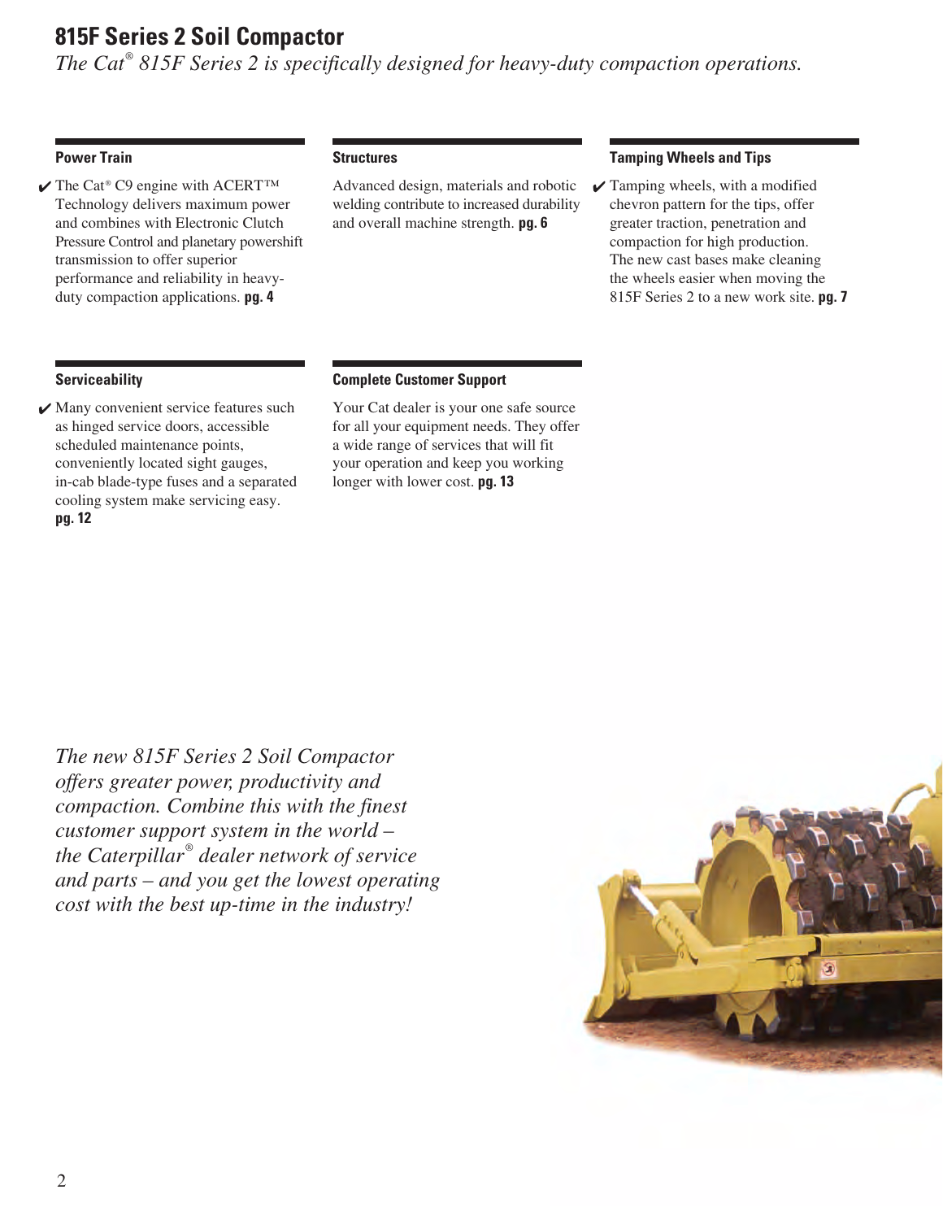# 815F Series 2 Soil Compactor

*The Cat® 815F Series 2 is specifically designed for heavy-duty compaction operations.*

### Power Train

✔ The Cat® C9 engine with ACERT™ Technology delivers maximum power and combines with Electronic Clutch Pressure Control and planetary powershift transmission to offer superior performance and reliability in heavy-duty compaction applications. **pg. 4**

### Structures

Advanced design, materials and robotic welding contribute to increased durability and overall machine strength. **pg. 6**

### Tamping Wheels and Tips

✔ Tamping wheels, with a modified chevron pattern for the tips, offer greater traction, penetration and compaction for high production. The new cast bases make cleaning the wheels easier when moving the 815F Series 2 to a new work site. **pg. 7**

### Serviceability

✔ Many convenient service features such as hinged service doors, accessible scheduled maintenance points, conveniently located sight gauges, in-cab blade-type fuses and a separated cooling system make servicing easy. **pg. 12**

### Complete Customer Support

Your Cat dealer is your one safe source for all your equipment needs. They offer a wide range of services that will fit your operation and keep you working longer with lower cost. **pg. 13**

*The new 815F Series 2 Soil Compactor offers greater power, productivity and compaction. Combine this with the finest customer support system in the world – the Caterpillar® dealer network of service and parts – and you get the lowest operating cost with the best up-time in the industry!*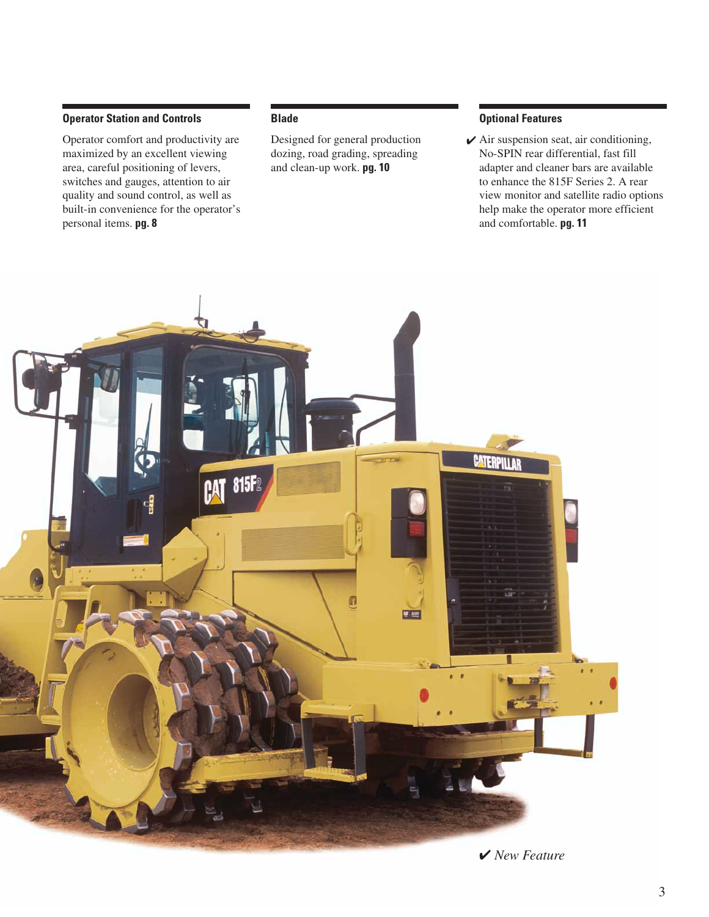### Operator Station and Controls

Operator comfort and productivity are maximized by an excellent viewing area, careful positioning of levers, switches and gauges, attention to air quality and sound control, as well as built-in convenience for the operator's personal items. **pg. 8**

### Blade

Designed for general production dozing, road grading, spreading and clean-up work. **pg. 10**

### Optional Features

✔ Air suspension seat, air conditioning, No-SPIN rear differential, fast fill adapter and cleaner bars are available to enhance the 815F Series 2. A rear view monitor and satellite radio options help make the operator more efficient and comfortable. **pg. 11**

✔ *New Feature*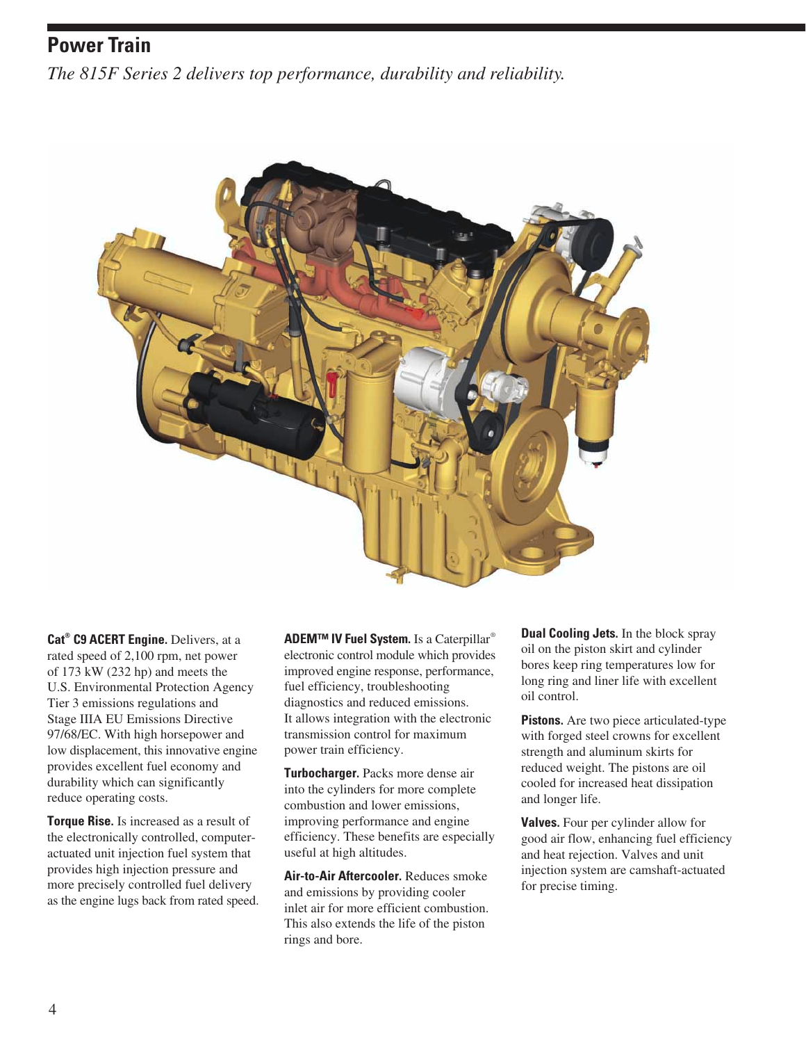## Power Train

*The 815F Series 2 delivers top performance, durability and reliability.*

**Cat® C9 ACERT Engine.** Delivers, at a rated speed of 2,100 rpm, net power of 173 kW (232 hp) and meets the U.S. Environmental Protection Agency Tier 3 emissions regulations and Stage IIIA EU Emissions Directive 97/68/EC. With high horsepower and low displacement, this innovative engine provides excellent fuel economy and durability which can significantly reduce operating costs.

**Torque Rise.** Is increased as a result of the electronically controlled, computer-actuated unit injection fuel system that provides high injection pressure and more precisely controlled fuel delivery as the engine lugs back from rated speed.

**ADEM™ IV Fuel System.** Is a Caterpillar® electronic control module which provides improved engine response, performance, fuel efficiency, troubleshooting diagnostics and reduced emissions. It allows integration with the electronic transmission control for maximum power train efficiency.

**Turbocharger.** Packs more dense air into the cylinders for more complete combustion and lower emissions, improving performance and engine efficiency. These benefits are especially useful at high altitudes.

**Air-to-Air Aftercooler.** Reduces smoke and emissions by providing cooler inlet air for more efficient combustion. This also extends the life of the piston rings and bore.

**Dual Cooling Jets.** In the block spray oil on the piston skirt and cylinder bores keep ring temperatures low for long ring and liner life with excellent oil control.

**Pistons.** Are two piece articulated-type with forged steel crowns for excellent strength and aluminum skirts for reduced weight. The pistons are oil cooled for increased heat dissipation and longer life.

**Valves.** Four per cylinder allow for good air flow, enhancing fuel efficiency and heat rejection. Valves and unit injection system are camshaft-actuated for precise timing.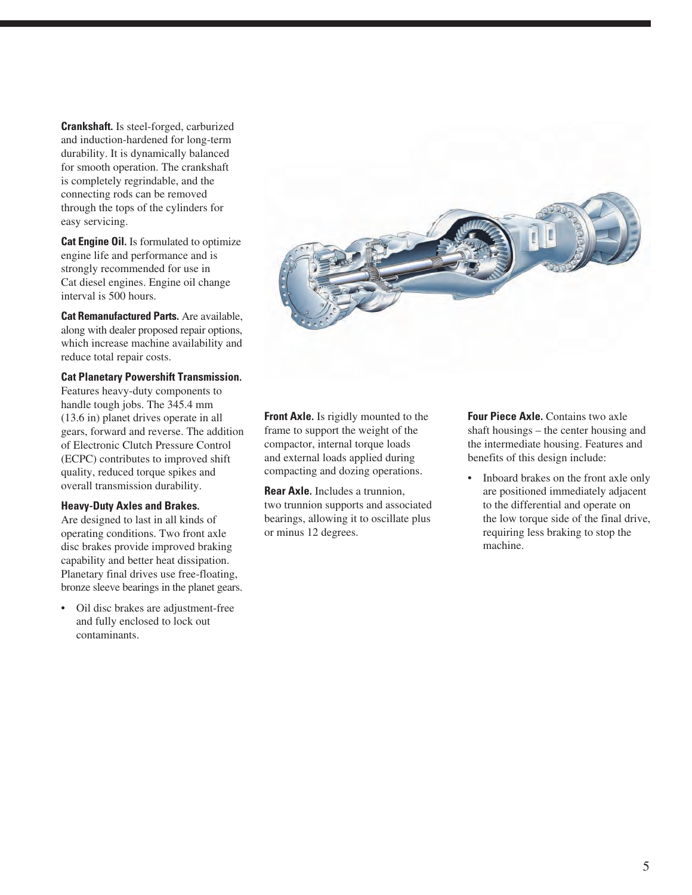**Crankshaft.** Is steel-forged, carburized and induction-hardened for long-term durability. It is dynamically balanced for smooth operation. The crankshaft is completely regrindable, and the connecting rods can be removed through the tops of the cylinders for easy servicing.

**Cat Engine Oil.** Is formulated to optimize engine life and performance and is strongly recommended for use in Cat diesel engines. Engine oil change interval is 500 hours.

**Cat Remanufactured Parts.** Are available, along with dealer proposed repair options, which increase machine availability and reduce total repair costs.

**Cat Planetary Powershift Transmission.** Features heavy-duty components to handle tough jobs. The 345.4 mm (13.6 in) planet drives operate in all gears, forward and reverse. The addition of Electronic Clutch Pressure Control (ECPC) contributes to improved shift quality, reduced torque spikes and overall transmission durability.

**Heavy-Duty Axles and Brakes.** Are designed to last in all kinds of operating conditions. Two front axle disc brakes provide improved braking capability and better heat dissipation. Planetary final drives use free-floating, bronze sleeve bearings in the planet gears.

- Oil disc brakes are adjustment-free and fully enclosed to lock out contaminants.

**Front Axle.** Is rigidly mounted to the frame to support the weight of the compactor, internal torque loads and external loads applied during compacting and dozing operations.

**Rear Axle.** Includes a trunnion, two trunnion supports and associated bearings, allowing it to oscillate plus or minus 12 degrees.

**Four Piece Axle.** Contains two axle shaft housings – the center housing and the intermediate housing. Features and benefits of this design include:

- Inboard brakes on the front axle only are positioned immediately adjacent to the differential and operate on the low torque side of the final drive, requiring less braking to stop the machine.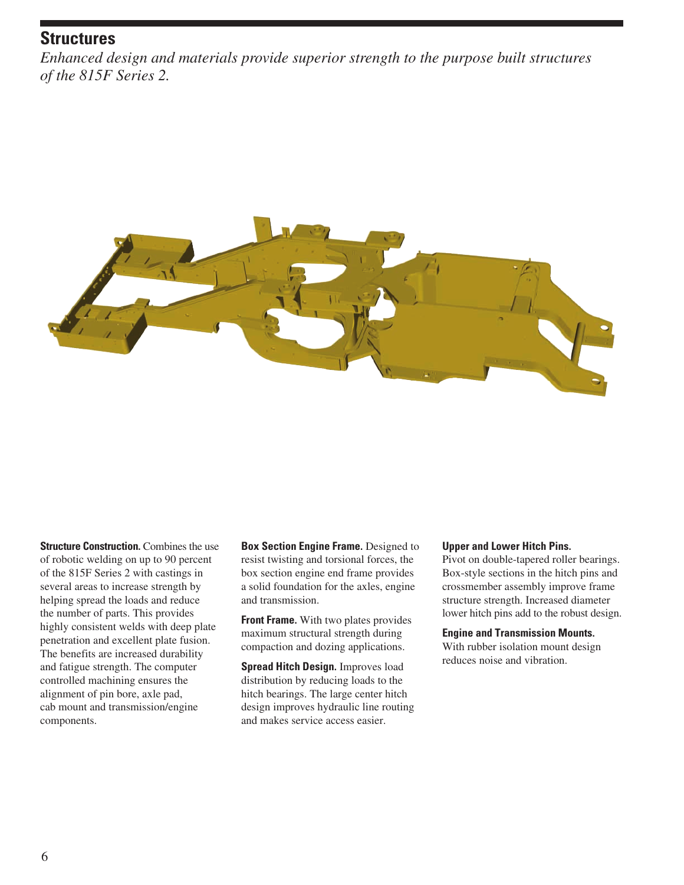## Structures

*Enhanced design and materials provide superior strength to the purpose built structures of the 815F Series 2.*

**Structure Construction.** Combines the use of robotic welding on up to 90 percent of the 815F Series 2 with castings in several areas to increase strength by helping spread the loads and reduce the number of parts. This provides highly consistent welds with deep plate penetration and excellent plate fusion. The benefits are increased durability and fatigue strength. The computer controlled machining ensures the alignment of pin bore, axle pad, cab mount and transmission/engine components.

**Box Section Engine Frame.** Designed to resist twisting and torsional forces, the box section engine end frame provides a solid foundation for the axles, engine and transmission.

**Front Frame.** With two plates provides maximum structural strength during compaction and dozing applications.

**Spread Hitch Design.** Improves load distribution by reducing loads to the hitch bearings. The large center hitch design improves hydraulic line routing and makes service access easier.

**Upper and Lower Hitch Pins.** Pivot on double-tapered roller bearings. Box-style sections in the hitch pins and crossmember assembly improve frame structure strength. Increased diameter lower hitch pins add to the robust design.

**Engine and Transmission Mounts.** With rubber isolation mount design reduces noise and vibration.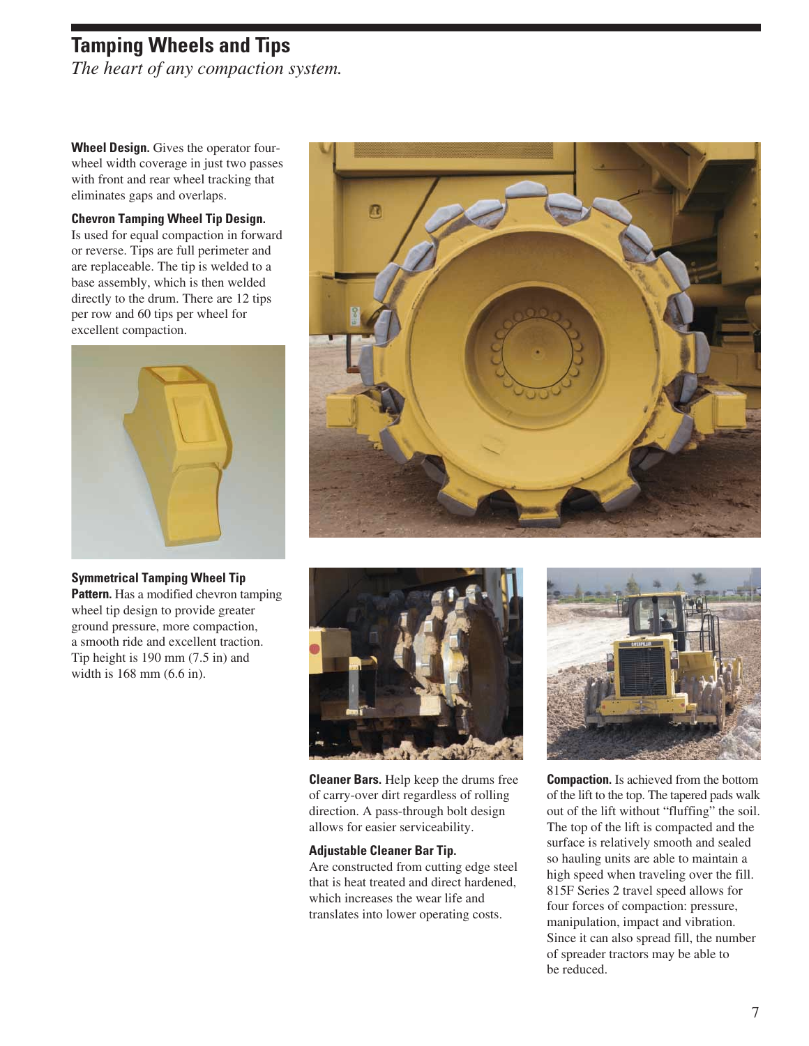## Tamping Wheels and Tips

*The heart of any compaction system.*

**Wheel Design.** Gives the operator four-wheel width coverage in just two passes with front and rear wheel tracking that eliminates gaps and overlaps.

**Chevron Tamping Wheel Tip Design.** Is used for equal compaction in forward or reverse. Tips are full perimeter and are replaceable. The tip is welded to a base assembly, which is then welded directly to the drum. There are 12 tips per row and 60 tips per wheel for excellent compaction.

**Symmetrical Tamping Wheel Tip Pattern.** Has a modified chevron tamping wheel tip design to provide greater ground pressure, more compaction, a smooth ride and excellent traction. Tip height is 190 mm (7.5 in) and width is 168 mm (6.6 in).

**Cleaner Bars.** Help keep the drums free of carry-over dirt regardless of rolling direction. A pass-through bolt design allows for easier serviceability.

**Adjustable Cleaner Bar Tip.** Are constructed from cutting edge steel that is heat treated and direct hardened, which increases the wear life and translates into lower operating costs.

**Compaction.** Is achieved from the bottom of the lift to the top. The tapered pads walk out of the lift without "fluffing" the soil. The top of the lift is compacted and the surface is relatively smooth and sealed so hauling units are able to maintain a high speed when traveling over the fill. 815F Series 2 travel speed allows for four forces of compaction: pressure, manipulation, impact and vibration. Since it can also spread fill, the number of spreader tractors may be able to be reduced.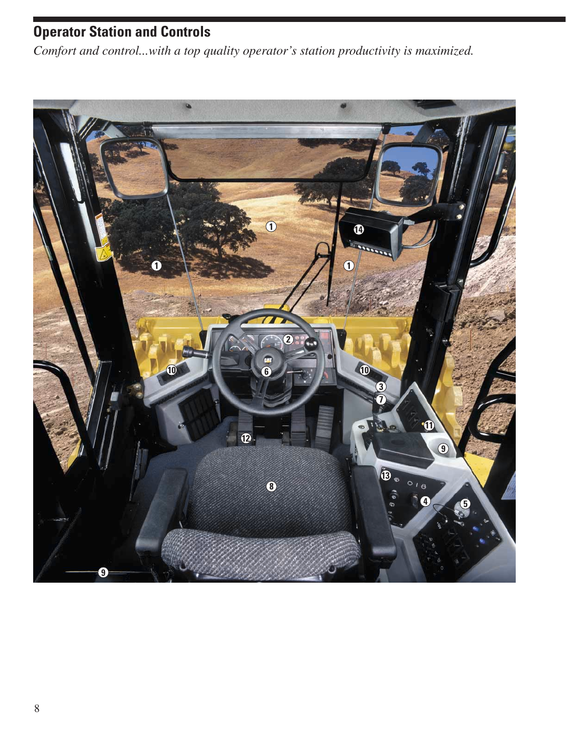## Operator Station and Controls

*Comfort and control...with a top quality operator's station productivity is maximized.*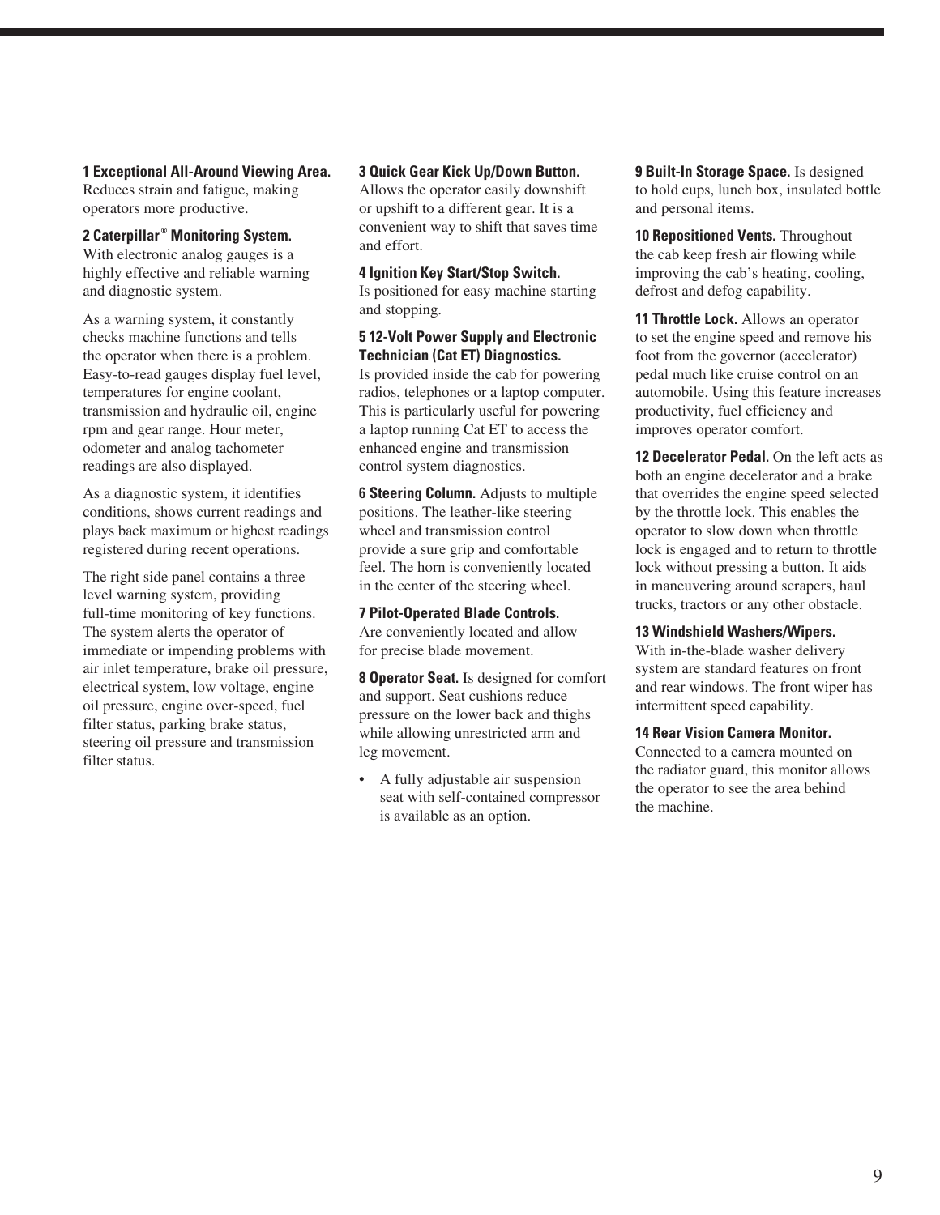**1 Exceptional All-Around Viewing Area.** Reduces strain and fatigue, making operators more productive.

**2 Caterpillar® Monitoring System.** With electronic analog gauges is a highly effective and reliable warning and diagnostic system.

As a warning system, it constantly checks machine functions and tells the operator when there is a problem. Easy-to-read gauges display fuel level, temperatures for engine coolant, transmission and hydraulic oil, engine rpm and gear range. Hour meter, odometer and analog tachometer readings are also displayed.

As a diagnostic system, it identifies conditions, shows current readings and plays back maximum or highest readings registered during recent operations.

The right side panel contains a three level warning system, providing full-time monitoring of key functions. The system alerts the operator of immediate or impending problems with air inlet temperature, brake oil pressure, electrical system, low voltage, engine oil pressure, engine over-speed, fuel filter status, parking brake status, steering oil pressure and transmission filter status.

**3 Quick Gear Kick Up/Down Button.** Allows the operator easily downshift or upshift to a different gear. It is a convenient way to shift that saves time and effort.

**4 Ignition Key Start/Stop Switch.** Is positioned for easy machine starting and stopping.

**5 12-Volt Power Supply and Electronic Technician (Cat ET) Diagnostics.** Is provided inside the cab for powering radios, telephones or a laptop computer. This is particularly useful for powering a laptop running Cat ET to access the enhanced engine and transmission control system diagnostics.

**6 Steering Column.** Adjusts to multiple positions. The leather-like steering wheel and transmission control provide a sure grip and comfortable feel. The horn is conveniently located in the center of the steering wheel.

**7 Pilot-Operated Blade Controls.** Are conveniently located and allow for precise blade movement.

**8 Operator Seat.** Is designed for comfort and support. Seat cushions reduce pressure on the lower back and thighs while allowing unrestricted arm and leg movement.

- A fully adjustable air suspension seat with self-contained compressor is available as an option.

**9 Built-In Storage Space.** Is designed to hold cups, lunch box, insulated bottle and personal items.

**10 Repositioned Vents.** Throughout the cab keep fresh air flowing while improving the cab's heating, cooling, defrost and defog capability.

**11 Throttle Lock.** Allows an operator to set the engine speed and remove his foot from the governor (accelerator) pedal much like cruise control on an automobile. Using this feature increases productivity, fuel efficiency and improves operator comfort.

**12 Decelerator Pedal.** On the left acts as both an engine decelerator and a brake that overrides the engine speed selected by the throttle lock. This enables the operator to slow down when throttle lock is engaged and to return to throttle lock without pressing a button. It aids in maneuvering around scrapers, haul trucks, tractors or any other obstacle.

**13 Windshield Washers/Wipers.** With in-the-blade washer delivery system are standard features on front and rear windows. The front wiper has intermittent speed capability.

**14 Rear Vision Camera Monitor.** Connected to a camera mounted on the radiator guard, this monitor allows the operator to see the area behind the machine.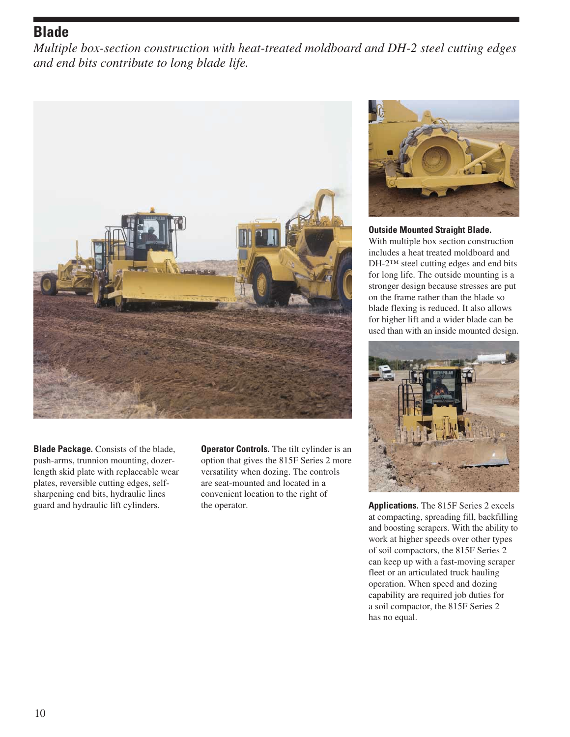## Blade

*Multiple box-section construction with heat-treated moldboard and DH-2 steel cutting edges and end bits contribute to long blade life.*

**Blade Package.** Consists of the blade, push-arms, trunnion mounting, dozer-length skid plate with replaceable wear plates, reversible cutting edges, self-sharpening end bits, hydraulic lines guard and hydraulic lift cylinders.

**Operator Controls.** The tilt cylinder is an option that gives the 815F Series 2 more versatility when dozing. The controls are seat-mounted and located in a convenient location to the right of the operator.

**Outside Mounted Straight Blade.** With multiple box section construction includes a heat treated moldboard and DH-2™ steel cutting edges and end bits for long life. The outside mounting is a stronger design because stresses are put on the frame rather than the blade so blade flexing is reduced. It also allows for higher lift and a wider blade can be used than with an inside mounted design.

**Applications.** The 815F Series 2 excels at compacting, spreading fill, backfilling and boosting scrapers. With the ability to work at higher speeds over other types of soil compactors, the 815F Series 2 can keep up with a fast-moving scraper fleet or an articulated truck hauling operation. When speed and dozing capability are required job duties for a soil compactor, the 815F Series 2 has no equal.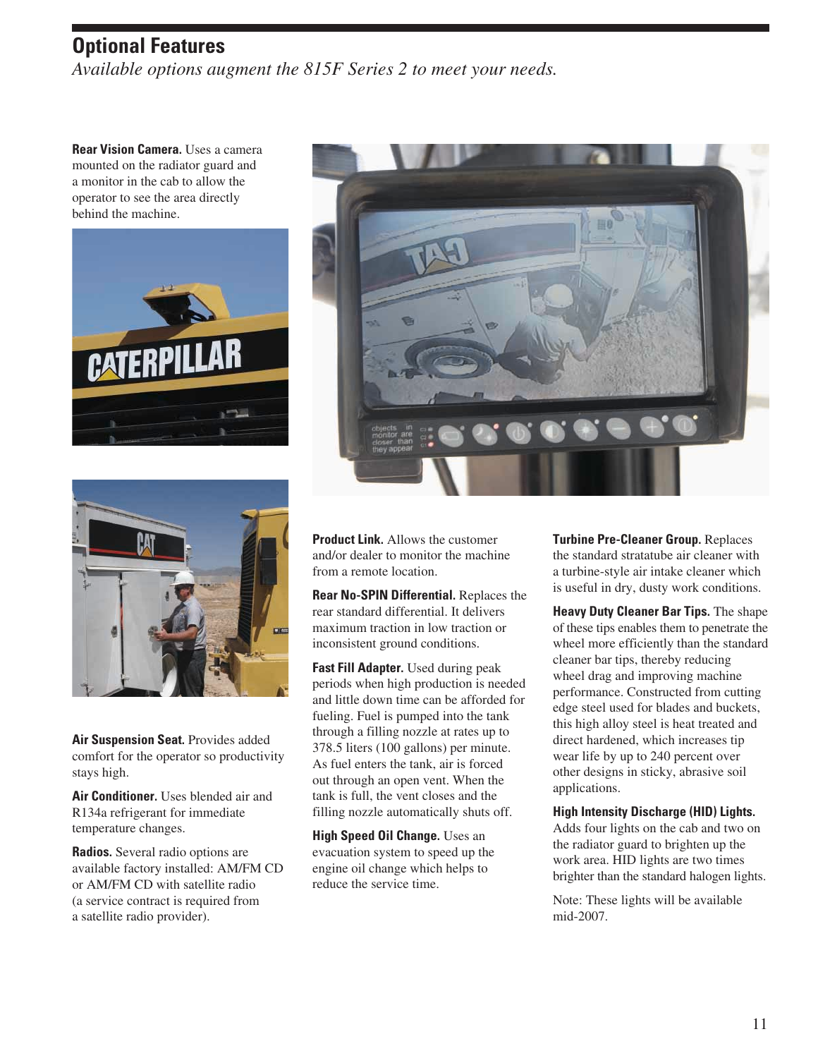## Optional Features

*Available options augment the 815F Series 2 to meet your needs.*

**Rear Vision Camera.** Uses a camera mounted on the radiator guard and a monitor in the cab to allow the operator to see the area directly behind the machine.

**Air Suspension Seat.** Provides added comfort for the operator so productivity stays high.

**Air Conditioner.** Uses blended air and R134a refrigerant for immediate temperature changes.

**Radios.** Several radio options are available factory installed: AM/FM CD or AM/FM CD with satellite radio (a service contract is required from a satellite radio provider).

**Product Link.** Allows the customer and/or dealer to monitor the machine from a remote location.

**Rear No-SPIN Differential.** Replaces the rear standard differential. It delivers maximum traction in low traction or inconsistent ground conditions.

**Fast Fill Adapter.** Used during peak periods when high production is needed and little down time can be afforded for fueling. Fuel is pumped into the tank through a filling nozzle at rates up to 378.5 liters (100 gallons) per minute. As fuel enters the tank, air is forced out through an open vent. When the tank is full, the vent closes and the filling nozzle automatically shuts off.

**High Speed Oil Change.** Uses an evacuation system to speed up the engine oil change which helps to reduce the service time.

**Turbine Pre-Cleaner Group.** Replaces the standard stratatube air cleaner with a turbine-style air intake cleaner which is useful in dry, dusty work conditions.

**Heavy Duty Cleaner Bar Tips.** The shape of these tips enables them to penetrate the wheel more efficiently than the standard cleaner bar tips, thereby reducing wheel drag and improving machine performance. Constructed from cutting edge steel used for blades and buckets, this high alloy steel is heat treated and direct hardened, which increases tip wear life by up to 240 percent over other designs in sticky, abrasive soil applications.

**High Intensity Discharge (HID) Lights.** Adds four lights on the cab and two on the radiator guard to brighten up the work area. HID lights are two times brighter than the standard halogen lights.

Note: These lights will be available mid-2007.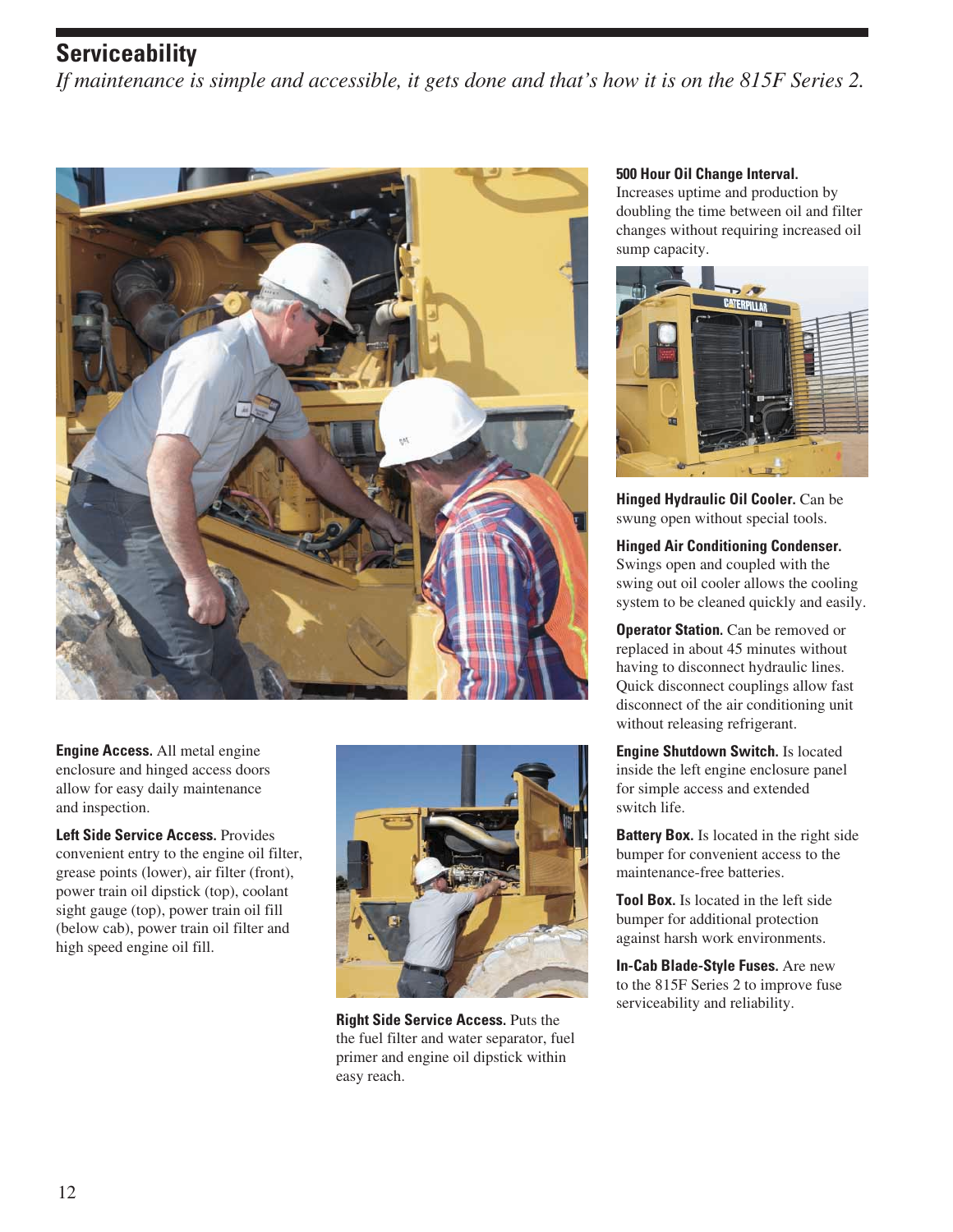## Serviceability

*If maintenance is simple and accessible, it gets done and that's how it is on the 815F Series 2.*

**Engine Access.** All metal engine enclosure and hinged access doors allow for easy daily maintenance and inspection.

**Left Side Service Access.** Provides convenient entry to the engine oil filter, grease points (lower), air filter (front), power train oil dipstick (top), coolant sight gauge (top), power train oil fill (below cab), power train oil filter and high speed engine oil fill.

**Right Side Service Access.** Puts the the fuel filter and water separator, fuel primer and engine oil dipstick within easy reach.

**500 Hour Oil Change Interval.** Increases uptime and production by doubling the time between oil and filter changes without requiring increased oil sump capacity.

**Hinged Hydraulic Oil Cooler.** Can be swung open without special tools.

**Hinged Air Conditioning Condenser.** Swings open and coupled with the swing out oil cooler allows the cooling system to be cleaned quickly and easily.

**Operator Station.** Can be removed or replaced in about 45 minutes without having to disconnect hydraulic lines. Quick disconnect couplings allow fast disconnect of the air conditioning unit without releasing refrigerant.

**Engine Shutdown Switch.** Is located inside the left engine enclosure panel for simple access and extended switch life.

**Battery Box.** Is located in the right side bumper for convenient access to the maintenance-free batteries.

**Tool Box.** Is located in the left side bumper for additional protection against harsh work environments.

**In-Cab Blade-Style Fuses.** Are new to the 815F Series 2 to improve fuse serviceability and reliability.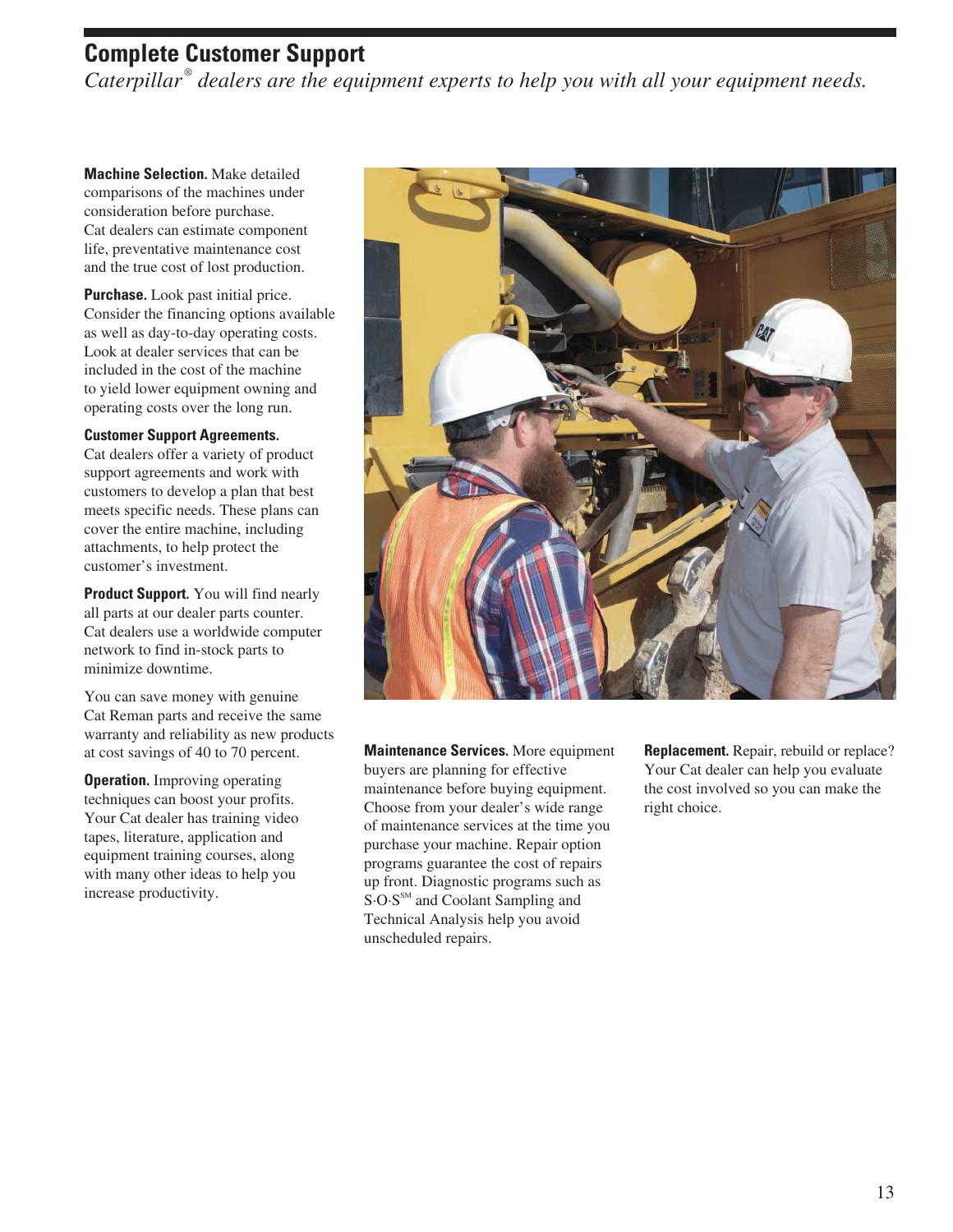## Complete Customer Support

*Caterpillar® dealers are the equipment experts to help you with all your equipment needs.*

**Machine Selection.** Make detailed comparisons of the machines under consideration before purchase. Cat dealers can estimate component life, preventative maintenance cost and the true cost of lost production.

**Purchase.** Look past initial price. Consider the financing options available as well as day-to-day operating costs. Look at dealer services that can be included in the cost of the machine to yield lower equipment owning and operating costs over the long run.

**Customer Support Agreements.** Cat dealers offer a variety of product support agreements and work with customers to develop a plan that best meets specific needs. These plans can cover the entire machine, including attachments, to help protect the customer's investment.

**Product Support.** You will find nearly all parts at our dealer parts counter. Cat dealers use a worldwide computer network to find in-stock parts to minimize downtime.

You can save money with genuine Cat Reman parts and receive the same warranty and reliability as new products at cost savings of 40 to 70 percent.

**Operation.** Improving operating techniques can boost your profits. Your Cat dealer has training video tapes, literature, application and equipment training courses, along with many other ideas to help you increase productivity.

**Maintenance Services.** More equipment buyers are planning for effective maintenance before buying equipment. Choose from your dealer's wide range of maintenance services at the time you purchase your machine. Repair option programs guarantee the cost of repairs up front. Diagnostic programs such as S·O·S℠ and Coolant Sampling and Technical Analysis help you avoid unscheduled repairs.

**Replacement.** Repair, rebuild or replace? Your Cat dealer can help you evaluate the cost involved so you can make the right choice.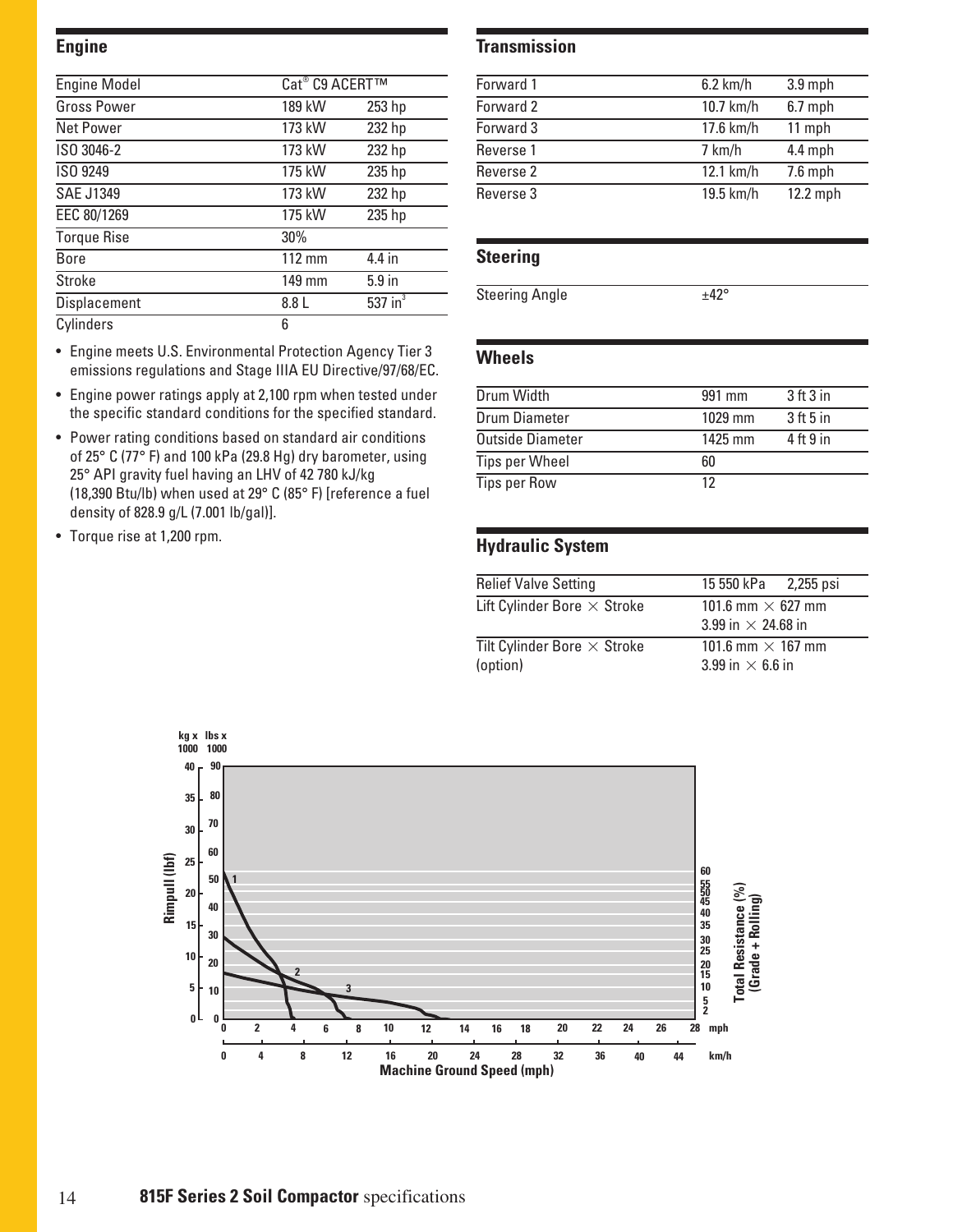## Engine

| Engine Model | Cat® C9 ACERT™ | |
|---|---|---|
| Gross Power | 189 kW | 253 hp |
| Net Power | 173 kW | 232 hp |
| ISO 3046-2 | 173 kW | 232 hp |
| ISO 9249 | 175 kW | 235 hp |
| SAE J1349 | 173 kW | 232 hp |
| EEC 80/1269 | 175 kW | 235 hp |
| Torque Rise | 30% | |
| Bore | 112 mm | 4.4 in |
| Stroke | 149 mm | 5.9 in |
| Displacement | 8.8 L | 537 in³ |
| Cylinders | 6 | |

- Engine meets U.S. Environmental Protection Agency Tier 3 emissions regulations and Stage IIIA EU Directive/97/68/EC.
- Engine power ratings apply at 2,100 rpm when tested under the specific standard conditions for the specified standard.
- Power rating conditions based on standard air conditions of 25° C (77° F) and 100 kPa (29.8 Hg) dry barometer, using 25° API gravity fuel having an LHV of 42 780 kJ/kg (18,390 Btu/lb) when used at 29° C (85° F) [reference a fuel density of 828.9 g/L (7.001 lb/gal)].
- Torque rise at 1,200 rpm.

## Transmission

| | | |
|---|---|---|
| Forward 1 | 6.2 km/h | 3.9 mph |
| Forward 2 | 10.7 km/h | 6.7 mph |
| Forward 3 | 17.6 km/h | 11 mph |
| Reverse 1 | 7 km/h | 4.4 mph |
| Reverse 2 | 12.1 km/h | 7.6 mph |
| Reverse 3 | 19.5 km/h | 12.2 mph |

## Steering

| | |
|---|---|
| Steering Angle | ±42° |

## Wheels

| | | |
|---|---|---|
| Drum Width | 991 mm | 3 ft 3 in |
| Drum Diameter | 1029 mm | 3 ft 5 in |
| Outside Diameter | 1425 mm | 4 ft 9 in |
| Tips per Wheel | 60 | |
| Tips per Row | 12 | |

## Hydraulic System

| | |
|---|---|
| Relief Valve Setting | 15 550 kPa 2,255 psi |
| Lift Cylinder Bore × Stroke | 101.6 mm × 627 mm<br>3.99 in × 24.68 in |
| Tilt Cylinder Bore × Stroke (option) | 101.6 mm × 167 mm<br>3.99 in × 6.6 in |

Rimpull (lbf) — Machine Ground Speed (mph) — Total Resistance (%) (Grade + Rolling)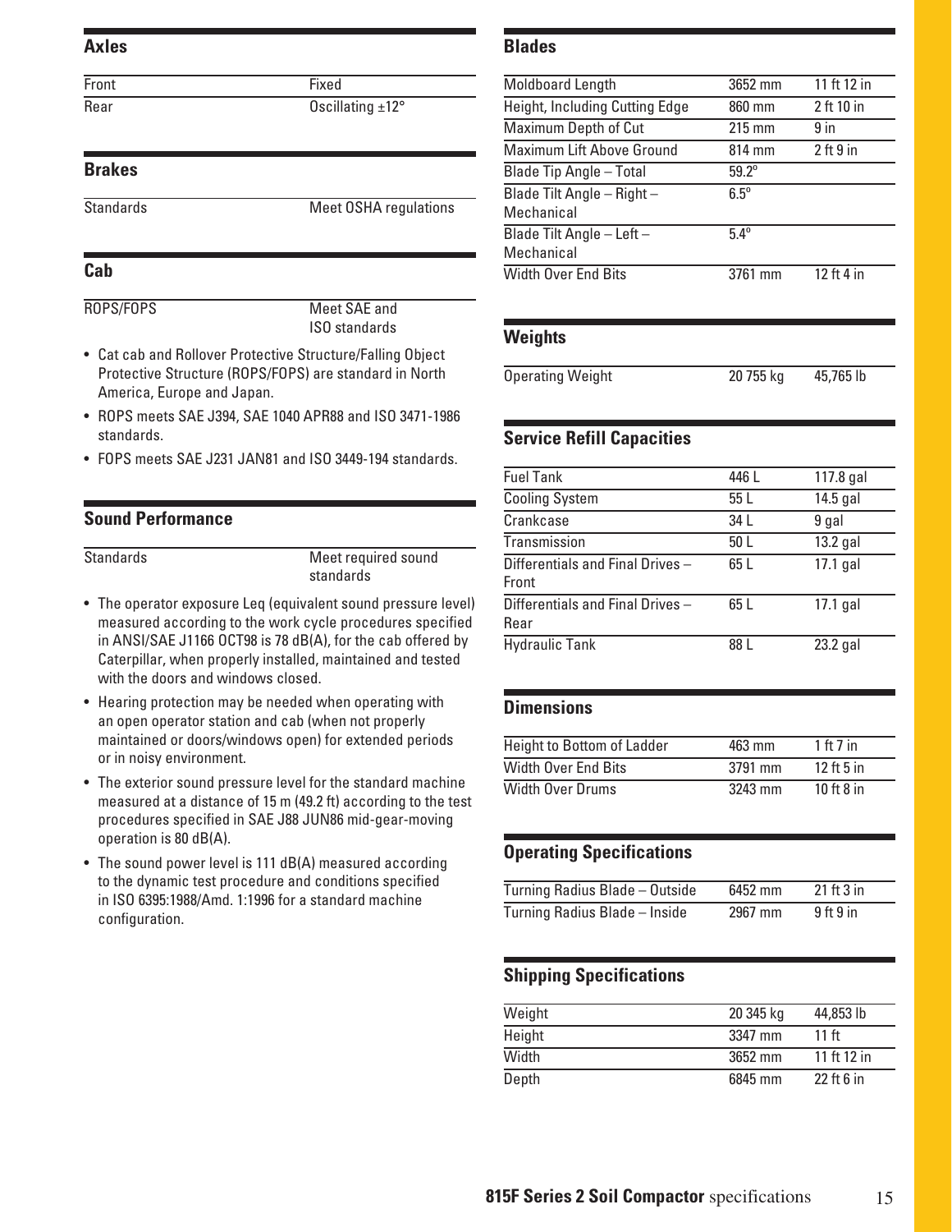## Axles

| | |
|---|---|
| Front | Fixed |
| Rear | Oscillating ±12° |

## Brakes

| | |
|---|---|
| Standards | Meet OSHA regulations |

## Cab

| | |
|---|---|
| ROPS/FOPS | Meet SAE and ISO standards |

- Cat cab and Rollover Protective Structure/Falling Object Protective Structure (ROPS/FOPS) are standard in North America, Europe and Japan.
- ROPS meets SAE J394, SAE 1040 APR88 and ISO 3471-1986 standards.
- FOPS meets SAE J231 JAN81 and ISO 3449-194 standards.

## Sound Performance

| | |
|---|---|
| Standards | Meet required sound standards |

- The operator exposure Leq (equivalent sound pressure level) measured according to the work cycle procedures specified in ANSI/SAE J1166 OCT98 is 78 dB(A), for the cab offered by Caterpillar, when properly installed, maintained and tested with the doors and windows closed.
- Hearing protection may be needed when operating with an open operator station and cab (when not properly maintained or doors/windows open) for extended periods or in noisy environment.
- The exterior sound pressure level for the standard machine measured at a distance of 15 m (49.2 ft) according to the test procedures specified in SAE J88 JUN86 mid-gear-moving operation is 80 dB(A).
- The sound power level is 111 dB(A) measured according to the dynamic test procedure and conditions specified in ISO 6395:1988/Amd. 1:1996 for a standard machine configuration.

## Blades

| | | |
|---|---|---|
| Moldboard Length | 3652 mm | 11 ft 12 in |
| Height, Including Cutting Edge | 860 mm | 2 ft 10 in |
| Maximum Depth of Cut | 215 mm | 9 in |
| Maximum Lift Above Ground | 814 mm | 2 ft 9 in |
| Blade Tip Angle – Total | 59.2° | |
| Blade Tilt Angle – Right – Mechanical | 6.5° | |
| Blade Tilt Angle – Left – Mechanical | 5.4° | |
| Width Over End Bits | 3761 mm | 12 ft 4 in |

## Weights

| | | |
|---|---|---|
| Operating Weight | 20 755 kg | 45,765 lb |

## Service Refill Capacities

| | | |
|---|---|---|
| Fuel Tank | 446 L | 117.8 gal |
| Cooling System | 55 L | 14.5 gal |
| Crankcase | 34 L | 9 gal |
| Transmission | 50 L | 13.2 gal |
| Differentials and Final Drives – Front | 65 L | 17.1 gal |
| Differentials and Final Drives – Rear | 65 L | 17.1 gal |
| Hydraulic Tank | 88 L | 23.2 gal |

## Dimensions

| | | |
|---|---|---|
| Height to Bottom of Ladder | 463 mm | 1 ft 7 in |
| Width Over End Bits | 3791 mm | 12 ft 5 in |
| Width Over Drums | 3243 mm | 10 ft 8 in |

## Operating Specifications

| | | |
|---|---|---|
| Turning Radius Blade – Outside | 6452 mm | 21 ft 3 in |
| Turning Radius Blade – Inside | 2967 mm | 9 ft 9 in |

## Shipping Specifications

| | | |
|---|---|---|
| Weight | 20 345 kg | 44,853 lb |
| Height | 3347 mm | 11 ft |
| Width | 3652 mm | 11 ft 12 in |
| Depth | 6845 mm | 22 ft 6 in |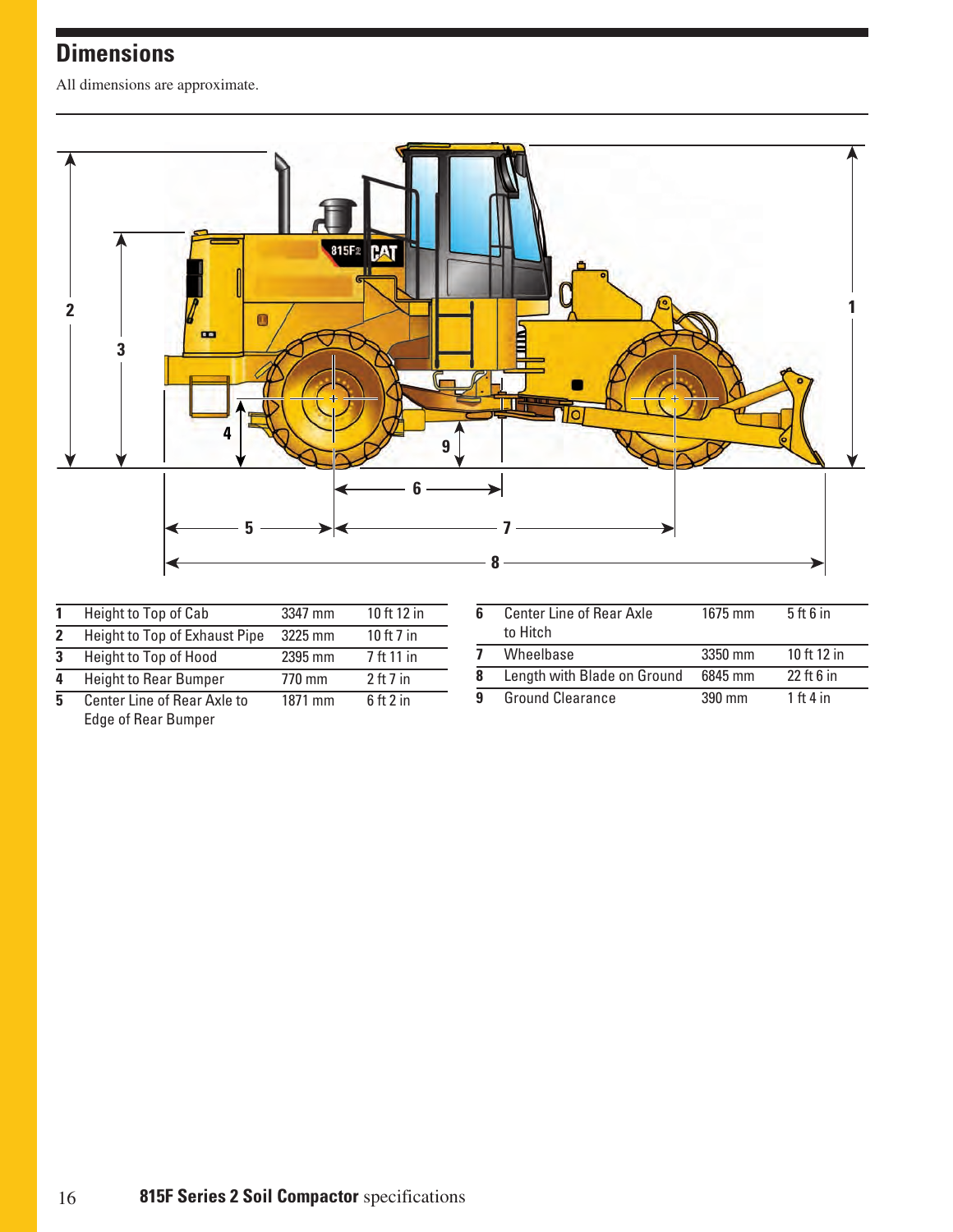## Dimensions

All dimensions are approximate.

| | | | |
|---|---|---|---|
| 1 | Height to Top of Cab | 3347 mm | 10 ft 12 in |
| 2 | Height to Top of Exhaust Pipe | 3225 mm | 10 ft 7 in |
| 3 | Height to Top of Hood | 2395 mm | 7 ft 11 in |
| 4 | Height to Rear Bumper | 770 mm | 2 ft 7 in |
| 5 | Center Line of Rear Axle to Edge of Rear Bumper | 1871 mm | 6 ft 2 in |
| 6 | Center Line of Rear Axle to Hitch | 1675 mm | 5 ft 6 in |
| 7 | Wheelbase | 3350 mm | 10 ft 12 in |
| 8 | Length with Blade on Ground | 6845 mm | 22 ft 6 in |
| 9 | Ground Clearance | 390 mm | 1 ft 4 in |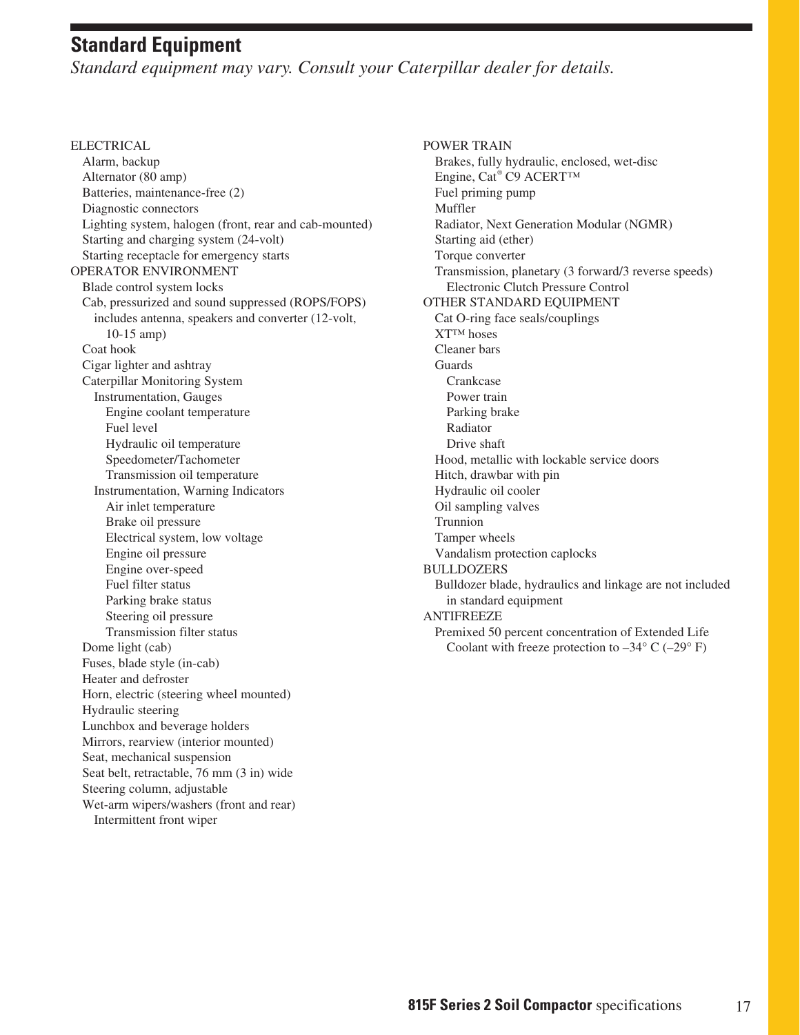## Standard Equipment

*Standard equipment may vary. Consult your Caterpillar dealer for details.*

ELECTRICAL
- Alarm, backup
- Alternator (80 amp)
- Batteries, maintenance-free (2)
- Diagnostic connectors
- Lighting system, halogen (front, rear and cab-mounted)
- Starting and charging system (24-volt)
- Starting receptacle for emergency starts

OPERATOR ENVIRONMENT
- Blade control system locks
- Cab, pressurized and sound suppressed (ROPS/FOPS) includes antenna, speakers and converter (12-volt, 10-15 amp)
- Coat hook
- Cigar lighter and ashtray
- Caterpillar Monitoring System
  - Instrumentation, Gauges
    - Engine coolant temperature
    - Fuel level
    - Hydraulic oil temperature
    - Speedometer/Tachometer
    - Transmission oil temperature
  - Instrumentation, Warning Indicators
    - Air inlet temperature
    - Brake oil pressure
    - Electrical system, low voltage
    - Engine oil pressure
    - Engine over-speed
    - Fuel filter status
    - Parking brake status
    - Steering oil pressure
    - Transmission filter status
- Dome light (cab)
- Fuses, blade style (in-cab)
- Heater and defroster
- Horn, electric (steering wheel mounted)
- Hydraulic steering
- Lunchbox and beverage holders
- Mirrors, rearview (interior mounted)
- Seat, mechanical suspension
- Seat belt, retractable, 76 mm (3 in) wide
- Steering column, adjustable
- Wet-arm wipers/washers (front and rear)
  - Intermittent front wiper

POWER TRAIN
- Brakes, fully hydraulic, enclosed, wet-disc
- Engine, Cat® C9 ACERT™
- Fuel priming pump
- Muffler
- Radiator, Next Generation Modular (NGMR)
- Starting aid (ether)
- Torque converter
- Transmission, planetary (3 forward/3 reverse speeds)
  - Electronic Clutch Pressure Control

OTHER STANDARD EQUIPMENT
- Cat O-ring face seals/couplings
- XT™ hoses
- Cleaner bars
- Guards
  - Crankcase
  - Power train
  - Parking brake
  - Radiator
  - Drive shaft
- Hood, metallic with lockable service doors
- Hitch, drawbar with pin
- Hydraulic oil cooler
- Oil sampling valves
- Trunnion
- Tamper wheels
- Vandalism protection caplocks

BULLDOZERS
- Bulldozer blade, hydraulics and linkage are not included in standard equipment

ANTIFREEZE
- Premixed 50 percent concentration of Extended Life Coolant with freeze protection to –34° C (–29° F)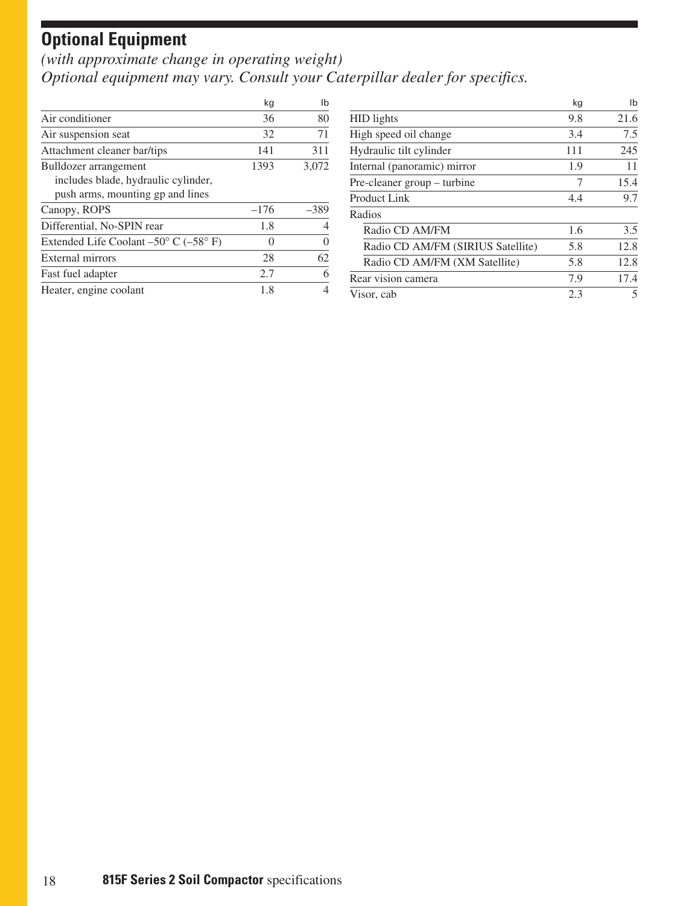## Optional Equipment

*(with approximate change in operating weight)*
*Optional equipment may vary. Consult your Caterpillar dealer for specifics.*

| | kg | lb |
|---|---|---|
| Air conditioner | 36 | 80 |
| Air suspension seat | 32 | 71 |
| Attachment cleaner bar/tips | 141 | 311 |
| Bulldozer arrangement includes blade, hydraulic cylinder, push arms, mounting gp and lines | 1393 | 3,072 |
| Canopy, ROPS | –176 | –389 |
| Differential, No-SPIN rear | 1.8 | 4 |
| Extended Life Coolant –50° C (–58° F) | 0 | 0 |
| External mirrors | 28 | 62 |
| Fast fuel adapter | 2.7 | 6 |
| Heater, engine coolant | 1.8 | 4 |
| HID lights | 9.8 | 21.6 |
| High speed oil change | 3.4 | 7.5 |
| Hydraulic tilt cylinder | 111 | 245 |
| Internal (panoramic) mirror | 1.9 | 11 |
| Pre-cleaner group – turbine | 7 | 15.4 |
| Product Link | 4.4 | 9.7 |
| Radios | | |
| Radio CD AM/FM | 1.6 | 3.5 |
| Radio CD AM/FM (SIRIUS Satellite) | 5.8 | 12.8 |
| Radio CD AM/FM (XM Satellite) | 5.8 | 12.8 |
| Rear vision camera | 7.9 | 17.4 |
| Visor, cab | 2.3 | 5 |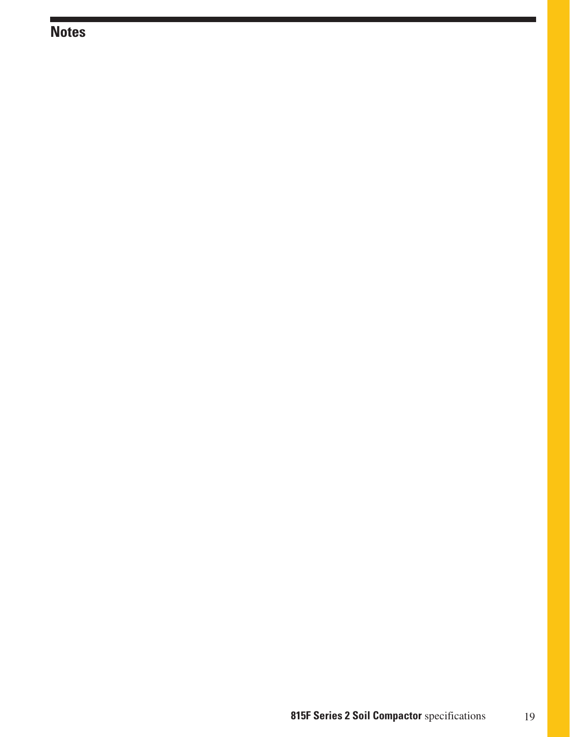## Notes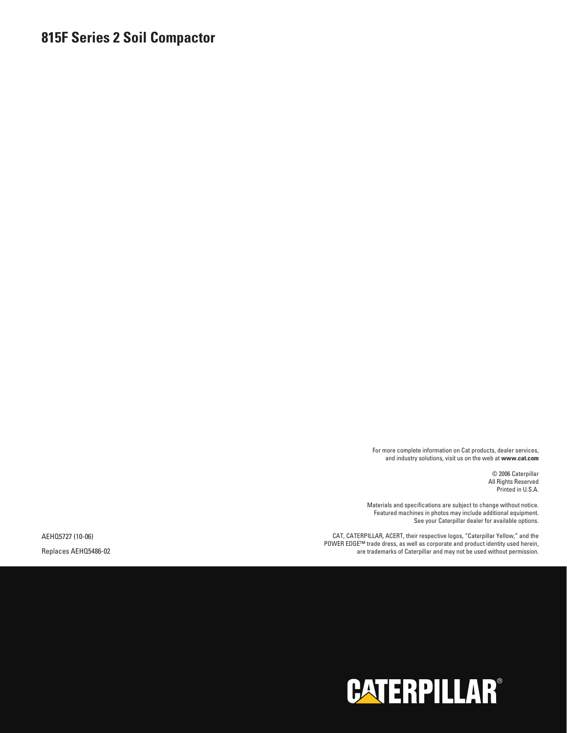# 815F Series 2 Soil Compactor

For more complete information on Cat products, dealer services, and industry solutions, visit us on the web at **www.cat.com**

© 2006 Caterpillar
All Rights Reserved
Printed in U.S.A.

Materials and specifications are subject to change without notice.
Featured machines in photos may include additional equipment.
See your Caterpillar dealer for available options.

CAT, CATERPILLAR, ACERT, their respective logos, "Caterpillar Yellow," and the POWER EDGE™ trade dress, as well as corporate and product identity used herein, are trademarks of Caterpillar and may not be used without permission.

AEHQ5727 (10-06)

Replaces AEHQ5486-02

CATERPILLAR®